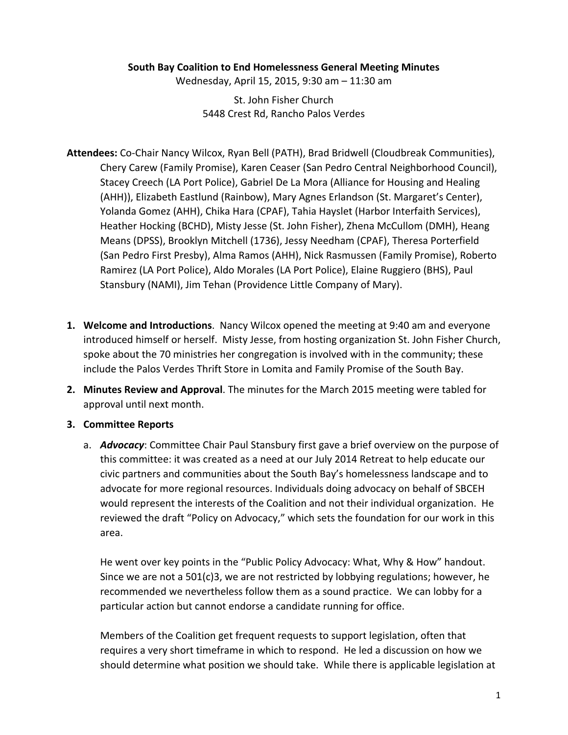**South Bay Coalition to End Homelessness General Meeting Minutes**

Wednesday, April 15, 2015, 9:30 am – 11:30 am

St. John Fisher Church
5448 Crest Rd, Rancho Palos Verdes

**Attendees:** Co-Chair Nancy Wilcox, Ryan Bell (PATH), Brad Bridwell (Cloudbreak Communities), Chery Carew (Family Promise), Karen Ceaser (San Pedro Central Neighborhood Council), Stacey Creech (LA Port Police), Gabriel De La Mora (Alliance for Housing and Healing (AHH)), Elizabeth Eastlund (Rainbow), Mary Agnes Erlandson (St. Margaret's Center), Yolanda Gomez (AHH), Chika Hara (CPAF), Tahia Hayslet (Harbor Interfaith Services), Heather Hocking (BCHD), Misty Jesse (St. John Fisher), Zhena McCullom (DMH), Heang Means (DPSS), Brooklyn Mitchell (1736), Jessy Needham (CPAF), Theresa Porterfield (San Pedro First Presby), Alma Ramos (AHH), Nick Rasmussen (Family Promise), Roberto Ramirez (LA Port Police), Aldo Morales (LA Port Police), Elaine Ruggiero (BHS), Paul Stansbury (NAMI), Jim Tehan (Providence Little Company of Mary).

1. **Welcome and Introductions**. Nancy Wilcox opened the meeting at 9:40 am and everyone introduced himself or herself. Misty Jesse, from hosting organization St. John Fisher Church, spoke about the 70 ministries her congregation is involved with in the community; these include the Palos Verdes Thrift Store in Lomita and Family Promise of the South Bay.

2. **Minutes Review and Approval**. The minutes for the March 2015 meeting were tabled for approval until next month.

3. **Committee Reports**

   a. ***Advocacy***: Committee Chair Paul Stansbury first gave a brief overview on the purpose of this committee: it was created as a need at our July 2014 Retreat to help educate our civic partners and communities about the South Bay's homelessness landscape and to advocate for more regional resources. Individuals doing advocacy on behalf of SBCEH would represent the interests of the Coalition and not their individual organization. He reviewed the draft "Policy on Advocacy," which sets the foundation for our work in this area.

   He went over key points in the "Public Policy Advocacy: What, Why & How" handout. Since we are not a 501(c)3, we are not restricted by lobbying regulations; however, he recommended we nevertheless follow them as a sound practice. We can lobby for a particular action but cannot endorse a candidate running for office.

   Members of the Coalition get frequent requests to support legislation, often that requires a very short timeframe in which to respond. He led a discussion on how we should determine what position we should take. While there is applicable legislation at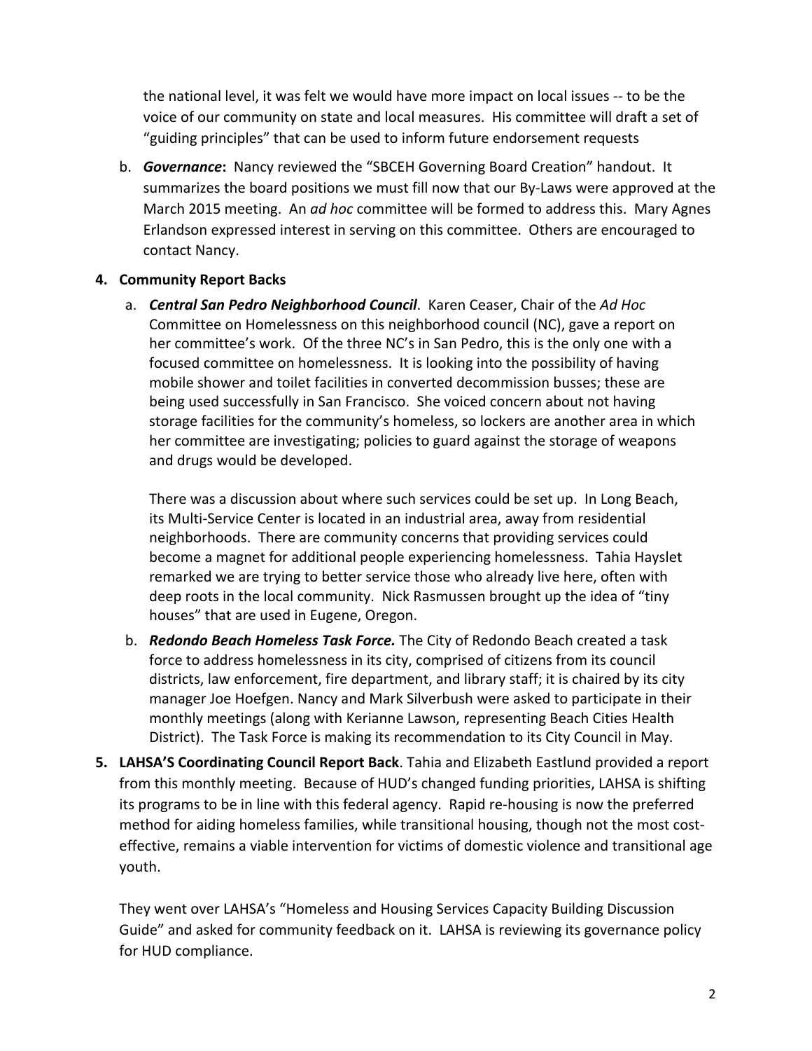the national level, it was felt we would have more impact on local issues -- to be the voice of our community on state and local measures. His committee will draft a set of "guiding principles" that can be used to inform future endorsement requests

b. ***Governance*:** Nancy reviewed the "SBCEH Governing Board Creation" handout. It summarizes the board positions we must fill now that our By-Laws were approved at the March 2015 meeting. An *ad hoc* committee will be formed to address this. Mary Agnes Erlandson expressed interest in serving on this committee. Others are encouraged to contact Nancy.

**4. Community Report Backs**

a. ***Central San Pedro Neighborhood Council***. Karen Ceaser, Chair of the *Ad Hoc* Committee on Homelessness on this neighborhood council (NC), gave a report on her committee's work. Of the three NC's in San Pedro, this is the only one with a focused committee on homelessness. It is looking into the possibility of having mobile shower and toilet facilities in converted decommission busses; these are being used successfully in San Francisco. She voiced concern about not having storage facilities for the community's homeless, so lockers are another area in which her committee are investigating; policies to guard against the storage of weapons and drugs would be developed.

   There was a discussion about where such services could be set up. In Long Beach, its Multi-Service Center is located in an industrial area, away from residential neighborhoods. There are community concerns that providing services could become a magnet for additional people experiencing homelessness. Tahia Hayslet remarked we are trying to better service those who already live here, often with deep roots in the local community. Nick Rasmussen brought up the idea of "tiny houses" that are used in Eugene, Oregon.

b. ***Redondo Beach Homeless Task Force.*** The City of Redondo Beach created a task force to address homelessness in its city, comprised of citizens from its council districts, law enforcement, fire department, and library staff; it is chaired by its city manager Joe Hoefgen. Nancy and Mark Silverbush were asked to participate in their monthly meetings (along with Kerianne Lawson, representing Beach Cities Health District). The Task Force is making its recommendation to its City Council in May.

**5. LAHSA'S Coordinating Council Report Back**. Tahia and Elizabeth Eastlund provided a report from this monthly meeting. Because of HUD's changed funding priorities, LAHSA is shifting its programs to be in line with this federal agency. Rapid re-housing is now the preferred method for aiding homeless families, while transitional housing, though not the most cost-effective, remains a viable intervention for victims of domestic violence and transitional age youth.

   They went over LAHSA's "Homeless and Housing Services Capacity Building Discussion Guide" and asked for community feedback on it. LAHSA is reviewing its governance policy for HUD compliance.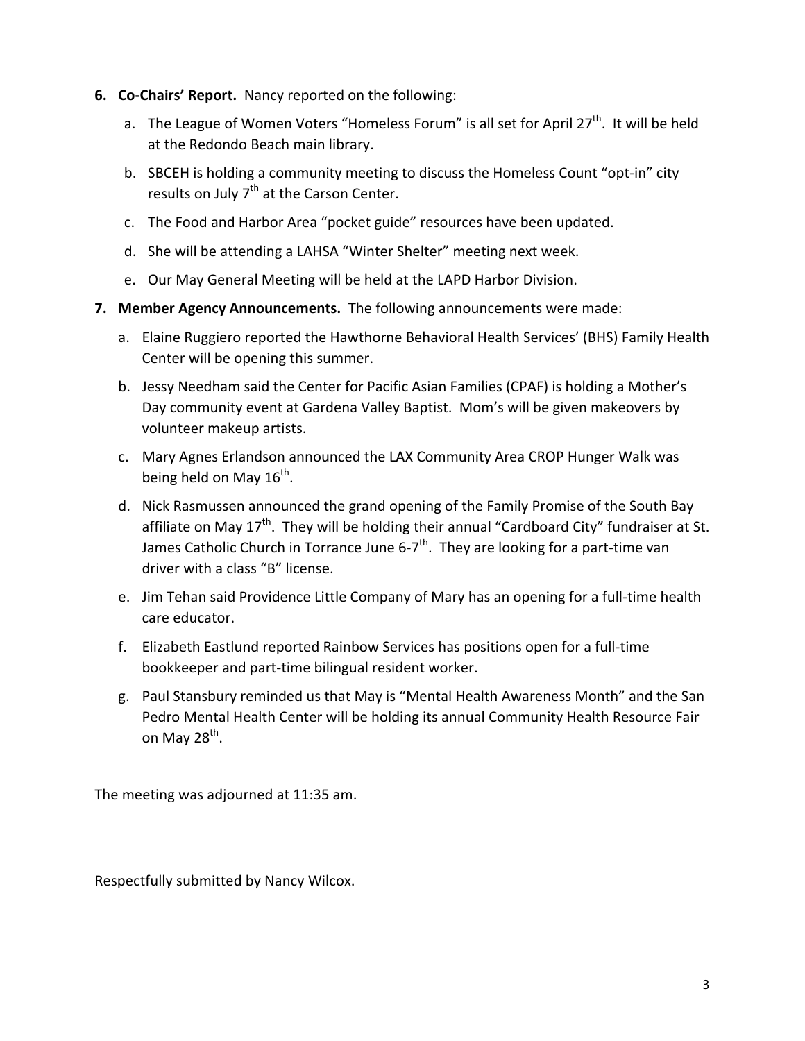6. **Co-Chairs' Report.** Nancy reported on the following:

   a. The League of Women Voters "Homeless Forum" is all set for April 27th. It will be held at the Redondo Beach main library.

   b. SBCEH is holding a community meeting to discuss the Homeless Count "opt-in" city results on July 7th at the Carson Center.

   c. The Food and Harbor Area "pocket guide" resources have been updated.

   d. She will be attending a LAHSA "Winter Shelter" meeting next week.

   e. Our May General Meeting will be held at the LAPD Harbor Division.

7. **Member Agency Announcements.** The following announcements were made:

   a. Elaine Ruggiero reported the Hawthorne Behavioral Health Services' (BHS) Family Health Center will be opening this summer.

   b. Jessy Needham said the Center for Pacific Asian Families (CPAF) is holding a Mother's Day community event at Gardena Valley Baptist. Mom's will be given makeovers by volunteer makeup artists.

   c. Mary Agnes Erlandson announced the LAX Community Area CROP Hunger Walk was being held on May 16th.

   d. Nick Rasmussen announced the grand opening of the Family Promise of the South Bay affiliate on May 17th. They will be holding their annual "Cardboard City" fundraiser at St. James Catholic Church in Torrance June 6-7th. They are looking for a part-time van driver with a class "B" license.

   e. Jim Tehan said Providence Little Company of Mary has an opening for a full-time health care educator.

   f. Elizabeth Eastlund reported Rainbow Services has positions open for a full-time bookkeeper and part-time bilingual resident worker.

   g. Paul Stansbury reminded us that May is "Mental Health Awareness Month" and the San Pedro Mental Health Center will be holding its annual Community Health Resource Fair on May 28th.

The meeting was adjourned at 11:35 am.

Respectfully submitted by Nancy Wilcox.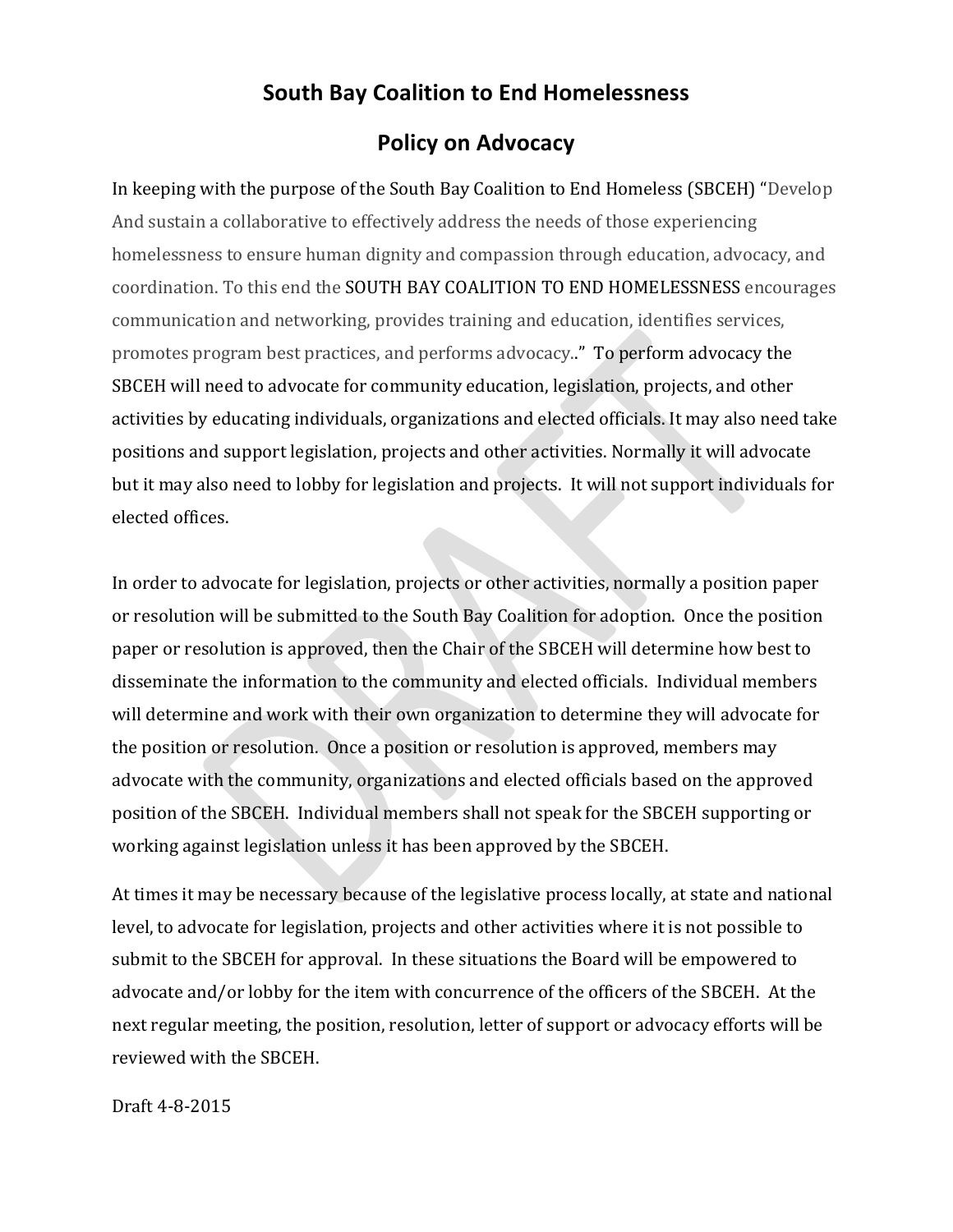# South Bay Coalition to End Homelessness

## Policy on Advocacy

In keeping with the purpose of the South Bay Coalition to End Homeless (SBCEH) "Develop And sustain a collaborative to effectively address the needs of those experiencing homelessness to ensure human dignity and compassion through education, advocacy, and coordination. To this end the SOUTH BAY COALITION TO END HOMELESSNESS encourages communication and networking, provides training and education, identifies services, promotes program best practices, and performs advocacy.." To perform advocacy the SBCEH will need to advocate for community education, legislation, projects, and other activities by educating individuals, organizations and elected officials. It may also need take positions and support legislation, projects and other activities. Normally it will advocate but it may also need to lobby for legislation and projects. It will not support individuals for elected offices.

In order to advocate for legislation, projects or other activities, normally a position paper or resolution will be submitted to the South Bay Coalition for adoption. Once the position paper or resolution is approved, then the Chair of the SBCEH will determine how best to disseminate the information to the community and elected officials. Individual members will determine and work with their own organization to determine they will advocate for the position or resolution. Once a position or resolution is approved, members may advocate with the community, organizations and elected officials based on the approved position of the SBCEH. Individual members shall not speak for the SBCEH supporting or working against legislation unless it has been approved by the SBCEH.

At times it may be necessary because of the legislative process locally, at state and national level, to advocate for legislation, projects and other activities where it is not possible to submit to the SBCEH for approval. In these situations the Board will be empowered to advocate and/or lobby for the item with concurrence of the officers of the SBCEH. At the next regular meeting, the position, resolution, letter of support or advocacy efforts will be reviewed with the SBCEH.

Draft 4-8-2015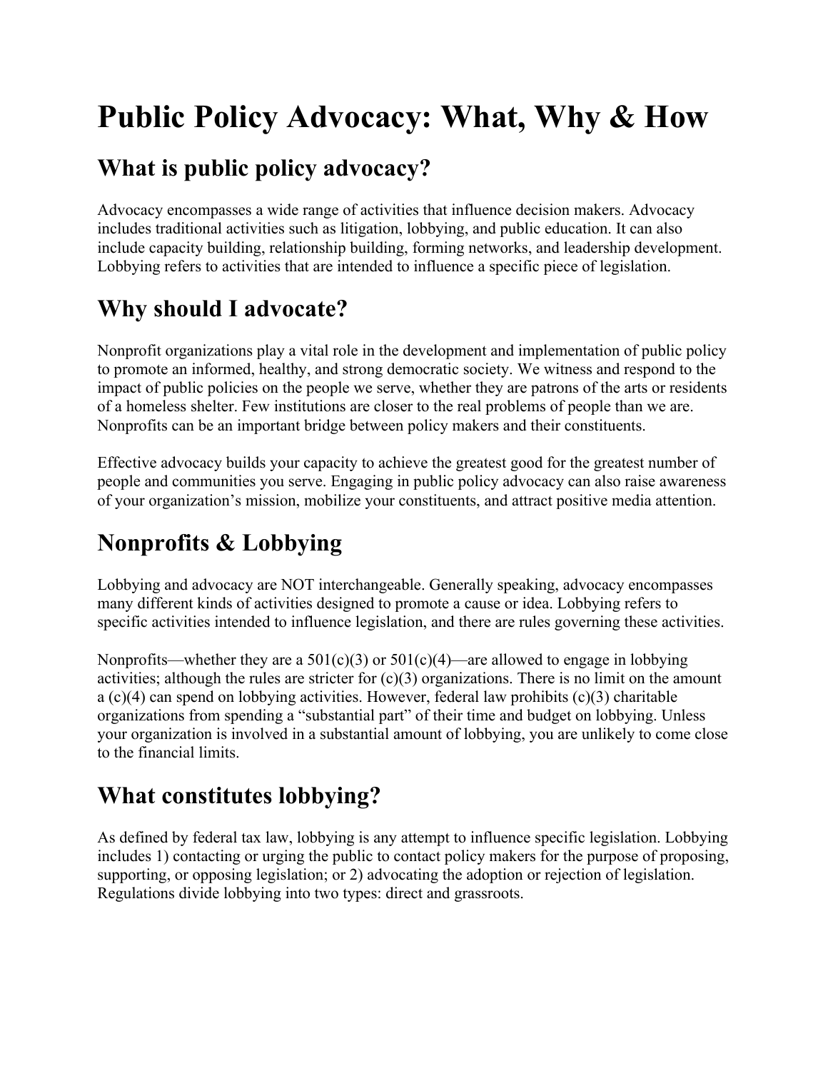# Public Policy Advocacy: What, Why & How

## What is public policy advocacy?

Advocacy encompasses a wide range of activities that influence decision makers. Advocacy includes traditional activities such as litigation, lobbying, and public education. It can also include capacity building, relationship building, forming networks, and leadership development. Lobbying refers to activities that are intended to influence a specific piece of legislation.

## Why should I advocate?

Nonprofit organizations play a vital role in the development and implementation of public policy to promote an informed, healthy, and strong democratic society. We witness and respond to the impact of public policies on the people we serve, whether they are patrons of the arts or residents of a homeless shelter. Few institutions are closer to the real problems of people than we are. Nonprofits can be an important bridge between policy makers and their constituents.

Effective advocacy builds your capacity to achieve the greatest good for the greatest number of people and communities you serve. Engaging in public policy advocacy can also raise awareness of your organization's mission, mobilize your constituents, and attract positive media attention.

## Nonprofits & Lobbying

Lobbying and advocacy are NOT interchangeable. Generally speaking, advocacy encompasses many different kinds of activities designed to promote a cause or idea. Lobbying refers to specific activities intended to influence legislation, and there are rules governing these activities.

Nonprofits—whether they are a 501(c)(3) or 501(c)(4)—are allowed to engage in lobbying activities; although the rules are stricter for (c)(3) organizations. There is no limit on the amount a (c)(4) can spend on lobbying activities. However, federal law prohibits (c)(3) charitable organizations from spending a "substantial part" of their time and budget on lobbying. Unless your organization is involved in a substantial amount of lobbying, you are unlikely to come close to the financial limits.

## What constitutes lobbying?

As defined by federal tax law, lobbying is any attempt to influence specific legislation. Lobbying includes 1) contacting or urging the public to contact policy makers for the purpose of proposing, supporting, or opposing legislation; or 2) advocating the adoption or rejection of legislation. Regulations divide lobbying into two types: direct and grassroots.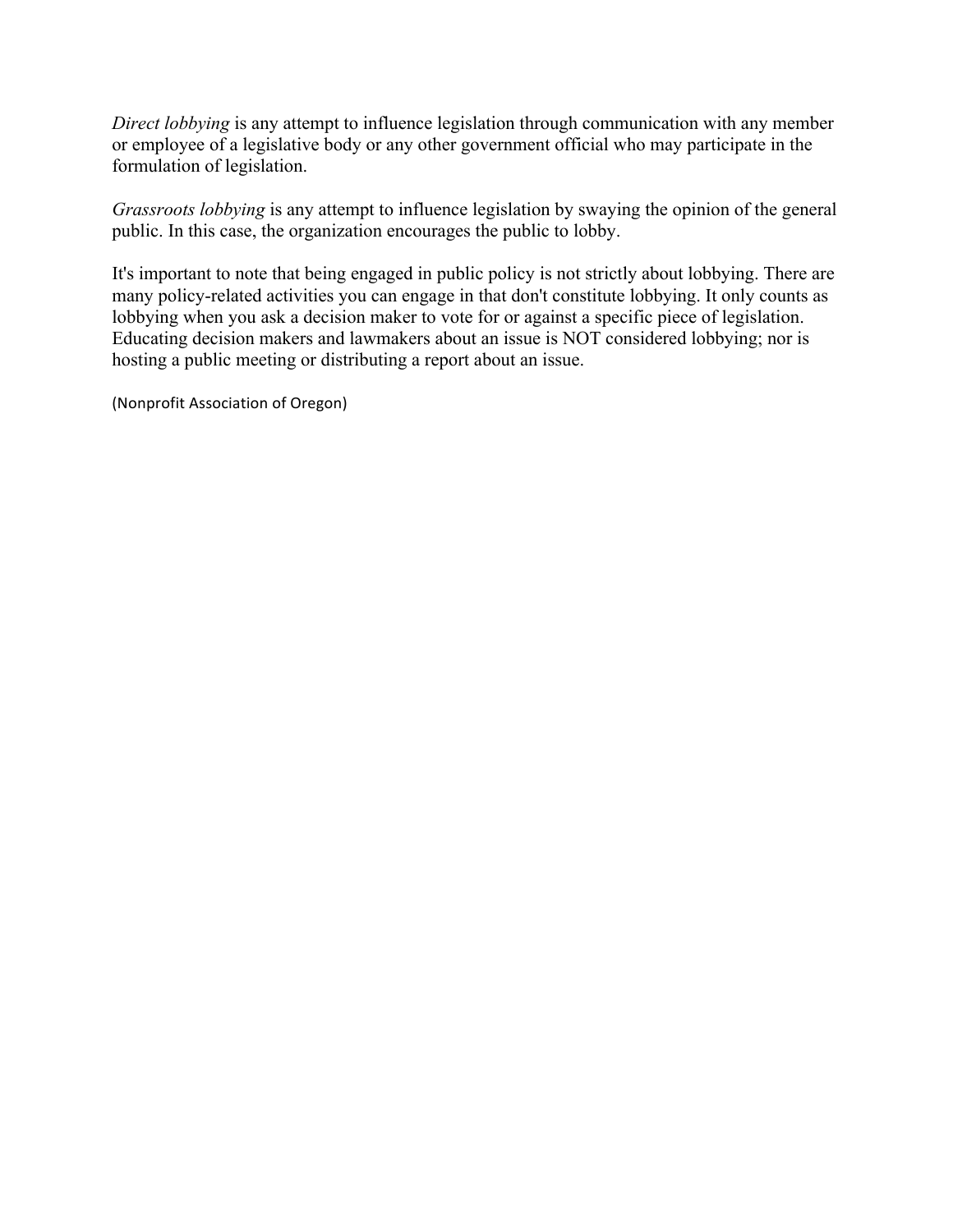*Direct lobbying* is any attempt to influence legislation through communication with any member or employee of a legislative body or any other government official who may participate in the formulation of legislation.

*Grassroots lobbying* is any attempt to influence legislation by swaying the opinion of the general public. In this case, the organization encourages the public to lobby.

It's important to note that being engaged in public policy is not strictly about lobbying. There are many policy-related activities you can engage in that don't constitute lobbying. It only counts as lobbying when you ask a decision maker to vote for or against a specific piece of legislation. Educating decision makers and lawmakers about an issue is NOT considered lobbying; nor is hosting a public meeting or distributing a report about an issue.

(Nonprofit Association of Oregon)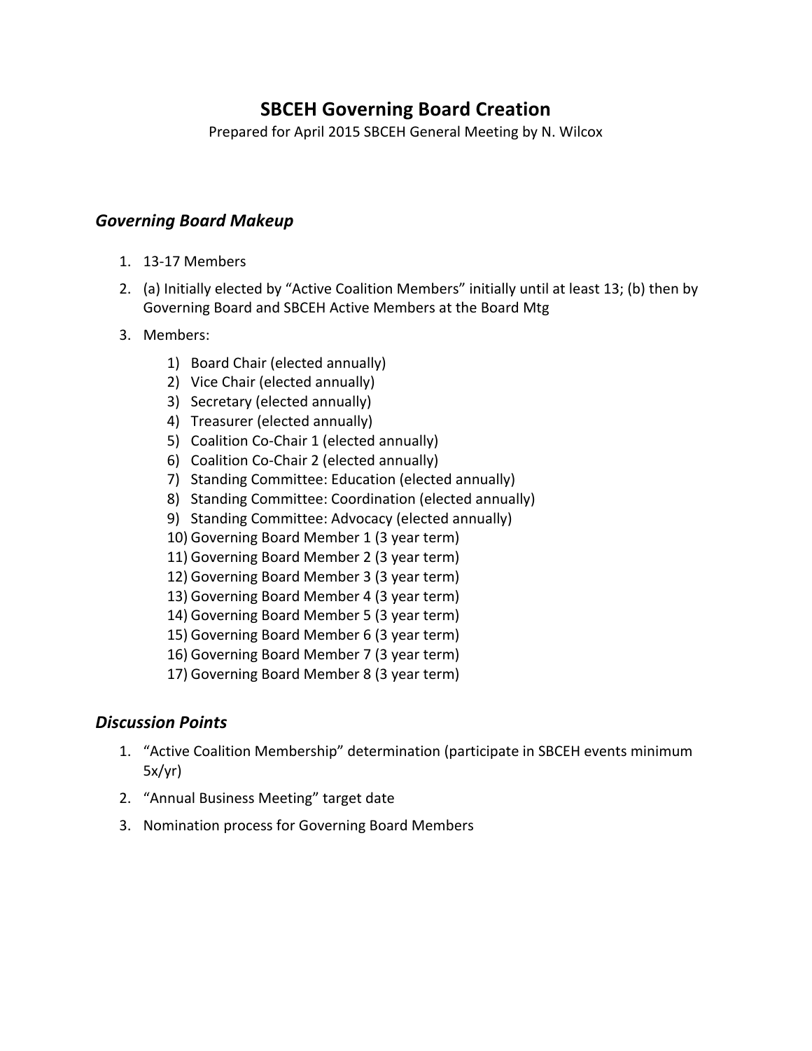# SBCEH Governing Board Creation

Prepared for April 2015 SBCEH General Meeting by N. Wilcox

## *Governing Board Makeup*

1. 13-17 Members
2. (a) Initially elected by "Active Coalition Members" initially until at least 13; (b) then by Governing Board and SBCEH Active Members at the Board Mtg
3. Members:
    1) Board Chair (elected annually)
    2) Vice Chair (elected annually)
    3) Secretary (elected annually)
    4) Treasurer (elected annually)
    5) Coalition Co-Chair 1 (elected annually)
    6) Coalition Co-Chair 2 (elected annually)
    7) Standing Committee: Education (elected annually)
    8) Standing Committee: Coordination (elected annually)
    9) Standing Committee: Advocacy (elected annually)
    10) Governing Board Member 1 (3 year term)
    11) Governing Board Member 2 (3 year term)
    12) Governing Board Member 3 (3 year term)
    13) Governing Board Member 4 (3 year term)
    14) Governing Board Member 5 (3 year term)
    15) Governing Board Member 6 (3 year term)
    16) Governing Board Member 7 (3 year term)
    17) Governing Board Member 8 (3 year term)

## *Discussion Points*

1. "Active Coalition Membership" determination (participate in SBCEH events minimum 5x/yr)
2. "Annual Business Meeting" target date
3. Nomination process for Governing Board Members